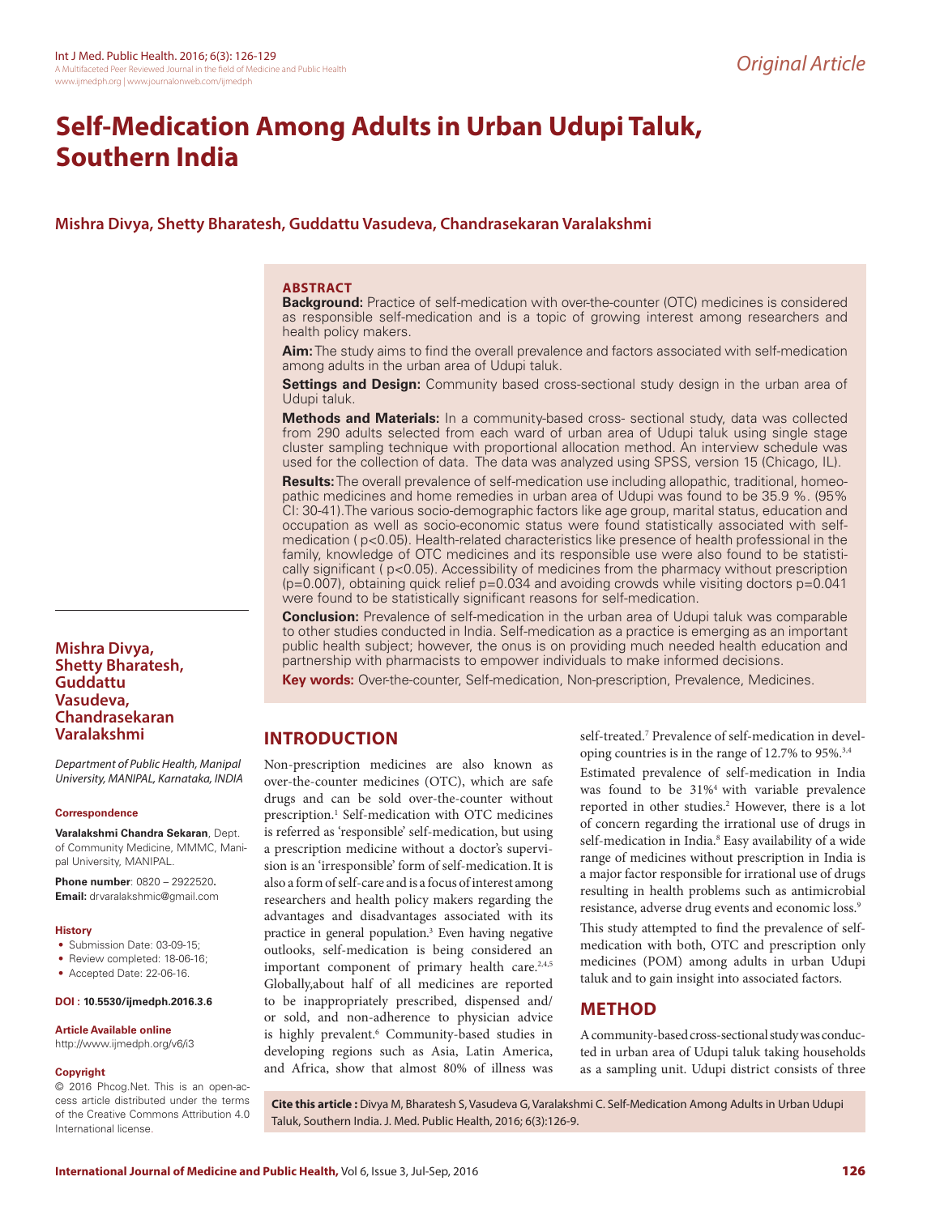*Original Article*

# Self-Medication Among Adults in Urban Udupi Taluk, Southern India

**Mishra Divya, Shetty Bharatesh, Guddattu Vasudeva, Chandrasekaran Varalakshmi**

## ABSTRACT

**Background:** Practice of self-medication with over-the-counter (OTC) medicines is considered as responsible self-medication and is a topic of growing interest among researchers and health policy makers.

**Aim:** The study aims to find the overall prevalence and factors associated with self-medication among adults in the urban area of Udupi taluk.

**Settings and Design:** Community based cross-sectional study design in the urban area of Udupi taluk.

**Methods and Materials:** In a community-based cross- sectional study, data was collected from 290 adults selected from each ward of urban area of Udupi taluk using single stage cluster sampling technique with proportional allocation method. An interview schedule was used for the collection of data. The data was analyzed using SPSS, version 15 (Chicago, IL).

**Results:** The overall prevalence of self-medication use including allopathic, traditional, homeopathic medicines and home remedies in urban area of Udupi was found to be 35.9 %. (95% CI: 30-41).The various socio-demographic factors like age group, marital status, education and occupation as well as socio-economic status were found statistically associated with self-medication ( $p<0.05$). Health-related characteristics like presence of health professional in the family, knowledge of OTC medicines and its responsible use were also found to be statistically significant ( $p<0.05$). Accessibility of medicines from the pharmacy without prescription ($p=0.007$), obtaining quick relief $p=0.034$ and avoiding crowds while visiting doctors $p=0.041$ were found to be statistically significant reasons for self-medication.

**Conclusion:** Prevalence of self-medication in the urban area of Udupi taluk was comparable to other studies conducted in India. Self-medication as a practice is emerging as an important public health subject; however, the onus is on providing much needed health education and partnership with pharmacists to empower individuals to make informed decisions.

**Key words:** Over-the-counter, Self-medication, Non-prescription, Prevalence, Medicines.

**Mishra Divya, Shetty Bharatesh, Guddattu Vasudeva, Chandrasekaran Varalakshmi**

*Department of Public Health, Manipal University, MANIPAL, Karnataka, INDIA*

**Correspondence**

**Varalakshmi Chandra Sekaran**, Dept. of Community Medicine, MMMC, Manipal University, MANIPAL.

**Phone number**: 0820 – 2922520.
**Email:** drvaralakshmic@gmail.com

**History**

- Submission Date: 03-09-15;
- Review completed: 18-06-16;
- Accepted Date: 22-06-16.

**DOI : 10.5530/ijmedph.2016.3.6**

**Article Available online**
http://www.ijmedph.org/v6/i3

**Copyright**
© 2016 Phcog.Net. This is an open-access article distributed under the terms of the Creative Commons Attribution 4.0 International license.

## INTRODUCTION

Non-prescription medicines are also known as over-the-counter medicines (OTC), which are safe drugs and can be sold over-the-counter without prescription.[1] Self-medication with OTC medicines is referred as 'responsible' self-medication, but using a prescription medicine without a doctor's supervision is an 'irresponsible' form of self-medication. It is also a form of self-care and is a focus of interest among researchers and health policy makers regarding the advantages and disadvantages associated with its practice in general population.[3] Even having negative outlooks, self-medication is being considered an important component of primary health care.[2,4,5] Globally,about half of all medicines are reported to be inappropriately prescribed, dispensed and/or sold, and non-adherence to physician advice is highly prevalent.[6] Community-based studies in developing regions such as Asia, Latin America, and Africa, show that almost 80% of illness was self-treated.[7] Prevalence of self-medication in developing countries is in the range of 12.7% to 95%.[3,4]

Estimated prevalence of self-medication in India was found to be 31%[4] with variable prevalence reported in other studies.[2] However, there is a lot of concern regarding the irrational use of drugs in self-medication in India.[8] Easy availability of a wide range of medicines without prescription in India is a major factor responsible for irrational use of drugs resulting in health problems such as antimicrobial resistance, adverse drug events and economic loss.[9]

This study attempted to find the prevalence of self-medication with both, OTC and prescription only medicines (POM) among adults in urban Udupi taluk and to gain insight into associated factors.

## METHOD

A community-based cross-sectional study was conducted in urban area of Udupi taluk taking households as a sampling unit. Udupi district consists of three

**Cite this article :** Divya M, Bharatesh S, Vasudeva G, Varalakshmi C. Self-Medication Among Adults in Urban Udupi Taluk, Southern India. J. Med. Public Health, 2016; 6(3):126-9.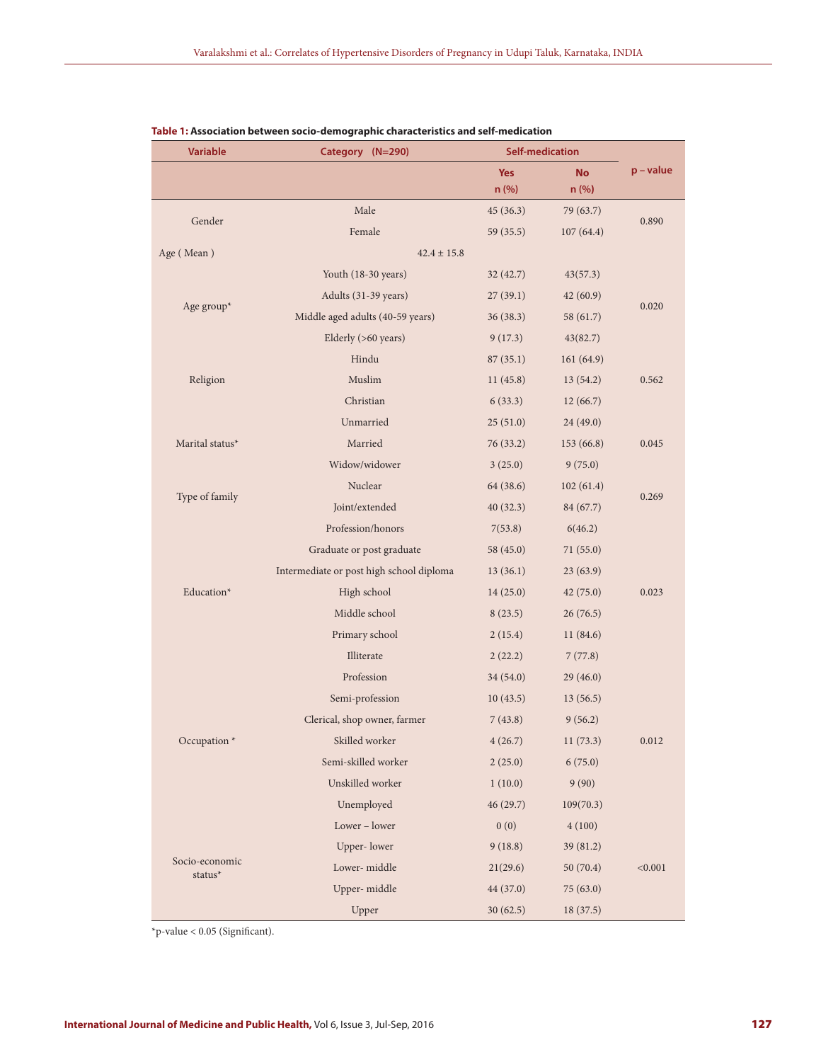**Table 1: Association between socio-demographic characteristics and self-medication**

| Variable | Category (N=290) | Self-medication | | p – value |
|---|---|---|---|---|
| | | Yes n (%) | No n (%) | |
| Gender | Male | 45 (36.3) | 79 (63.7) | 0.890 |
| | Female | 59 (35.5) | 107 (64.4) | |
| Age ( Mean ) | 42.4 ± 15.8 | | | |
| Age group* | Youth (18-30 years) | 32 (42.7) | 43(57.3) | 0.020 |
| | Adults (31-39 years) | 27 (39.1) | 42 (60.9) | |
| | Middle aged adults (40-59 years) | 36 (38.3) | 58 (61.7) | |
| | Elderly (>60 years) | 9 (17.3) | 43(82.7) | |
| Religion | Hindu | 87 (35.1) | 161 (64.9) | 0.562 |
| | Muslim | 11 (45.8) | 13 (54.2) | |
| | Christian | 6 (33.3) | 12 (66.7) | |
| Marital status* | Unmarried | 25 (51.0) | 24 (49.0) | 0.045 |
| | Married | 76 (33.2) | 153 (66.8) | |
| | Widow/widower | 3 (25.0) | 9 (75.0) | |
| Type of family | Nuclear | 64 (38.6) | 102 (61.4) | 0.269 |
| | Joint/extended | 40 (32.3) | 84 (67.7) | |
| Education* | Profession/honors | 7(53.8) | 6(46.2) | 0.023 |
| | Graduate or post graduate | 58 (45.0) | 71 (55.0) | |
| | Intermediate or post high school diploma | 13 (36.1) | 23 (63.9) | |
| | High school | 14 (25.0) | 42 (75.0) | |
| | Middle school | 8 (23.5) | 26 (76.5) | |
| | Primary school | 2 (15.4) | 11 (84.6) | |
| | Illiterate | 2 (22.2) | 7 (77.8) | |
| Occupation * | Profession | 34 (54.0) | 29 (46.0) | 0.012 |
| | Semi-profession | 10 (43.5) | 13 (56.5) | |
| | Clerical, shop owner, farmer | 7 (43.8) | 9 (56.2) | |
| | Skilled worker | 4 (26.7) | 11 (73.3) | |
| | Semi-skilled worker | 2 (25.0) | 6 (75.0) | |
| | Unskilled worker | 1 (10.0) | 9 (90) | |
| | Unemployed | 46 (29.7) | 109(70.3) | |
| Socio-economic status* | Lower – lower | 0 (0) | 4 (100) | <0.001 |
| | Upper- lower | 9 (18.8) | 39 (81.2) | |
| | Lower- middle | 21(29.6) | 50 (70.4) | |
| | Upper- middle | 44 (37.0) | 75 (63.0) | |
| | Upper | 30 (62.5) | 18 (37.5) | |

*p-value < 0.05 (Significant).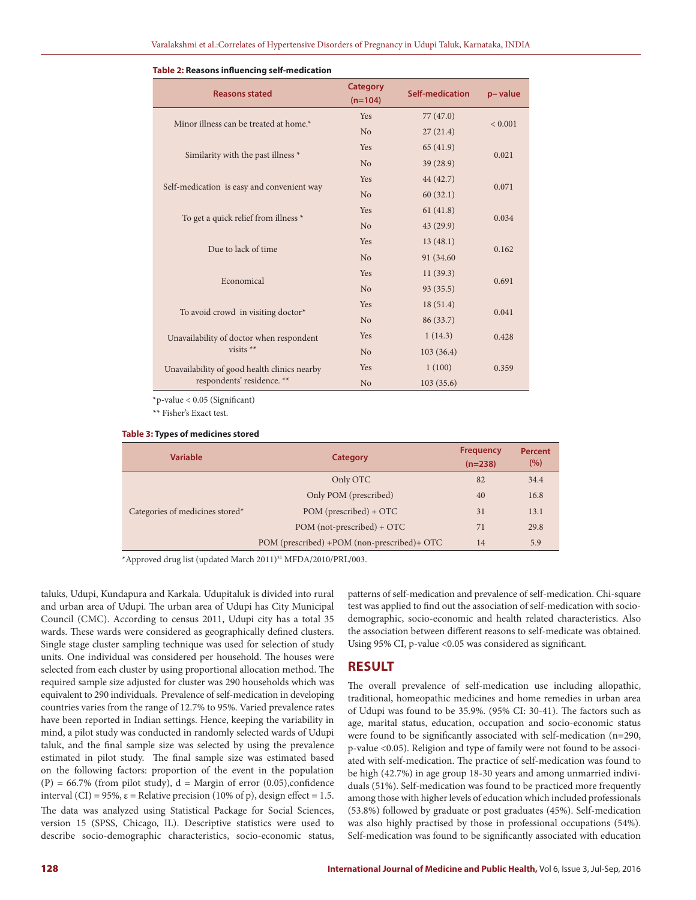**Table 2:** Reasons influencing self-medication

| Reasons stated | Category (n=104) | Self-medication | p– value |
|---|---|---|---|
| Minor illness can be treated at home.* | Yes | 77 (47.0) | < 0.001 |
| | No | 27 (21.4) | |
| Similarity with the past illness * | Yes | 65 (41.9) | 0.021 |
| | No | 39 (28.9) | |
| Self-medication is easy and convenient way | Yes | 44 (42.7) | 0.071 |
| | No | 60 (32.1) | |
| To get a quick relief from illness * | Yes | 61 (41.8) | 0.034 |
| | No | 43 (29.9) | |
| Due to lack of time | Yes | 13 (48.1) | 0.162 |
| | No | 91 (34.60 | |
| Economical | Yes | 11 (39.3) | 0.691 |
| | No | 93 (35.5) | |
| To avoid crowd in visiting doctor* | Yes | 18 (51.4) | 0.041 |
| | No | 86 (33.7) | |
| Unavailability of doctor when respondent visits ** | Yes | 1 (14.3) | 0.428 |
| | No | 103 (36.4) | |
| Unavailability of good health clinics nearby respondents' residence. ** | Yes | 1 (100) | 0.359 |
| | No | 103 (35.6) | |

*p-value < 0.05 (Significant)

** Fisher's Exact test.

**Table 3:** Types of medicines stored

| Variable | Category | Frequency (n=238) | Percent (%) |
|---|---|---|---|
| Categories of medicines stored* | Only OTC | 82 | 34.4 |
| | Only POM (prescribed) | 40 | 16.8 |
| | POM (prescribed) + OTC | 31 | 13.1 |
| | POM (not-prescribed) + OTC | 71 | 29.8 |
| | POM (prescribed) +POM (non-prescribed)+ OTC | 14 | 5.9 |

*Approved drug list (updated March 2011)[31] MFDA/2010/PRL/003.

taluks, Udupi, Kundapura and Karkala. Udupitaluk is divided into rural and urban area of Udupi. The urban area of Udupi has City Municipal Council (CMC). According to census 2011, Udupi city has a total 35 wards. These wards were considered as geographically defined clusters. Single stage cluster sampling technique was used for selection of study units. One individual was considered per household. The houses were selected from each cluster by using proportional allocation method. The required sample size adjusted for cluster was 290 households which was equivalent to 290 individuals. Prevalence of self-medication in developing countries varies from the range of 12.7% to 95%. Varied prevalence rates have been reported in Indian settings. Hence, keeping the variability in mind, a pilot study was conducted in randomly selected wards of Udupi taluk, and the final sample size was selected by using the prevalence estimated in pilot study. The final sample size was estimated based on the following factors: proportion of the event in the population (P) = 66.7% (from pilot study), d = Margin of error (0.05),confidence interval (CI) = 95%, $\varepsilon$ = Relative precision (10% of p), design effect = 1.5.

The data was analyzed using Statistical Package for Social Sciences, version 15 (SPSS, Chicago, IL). Descriptive statistics were used to describe socio-demographic characteristics, socio-economic status, patterns of self-medication and prevalence of self-medication. Chi-square test was applied to find out the association of self-medication with socio-demographic, socio-economic and health related characteristics. Also the association between different reasons to self-medicate was obtained. Using 95% CI, p-value <0.05 was considered as significant.

## RESULT

The overall prevalence of self-medication use including allopathic, traditional, homeopathic medicines and home remedies in urban area of Udupi was found to be 35.9%. (95% CI: 30-41). The factors such as age, marital status, education, occupation and socio-economic status were found to be significantly associated with self-medication (n=290, p-value <0.05). Religion and type of family were not found to be associated with self-medication. The practice of self-medication was found to be high (42.7%) in age group 18-30 years and among unmarried individuals (51%). Self-medication was found to be practiced more frequently among those with higher levels of education which included professionals (53.8%) followed by graduate or post graduates (45%). Self-medication was also highly practised by those in professional occupations (54%). Self-medication was found to be significantly associated with education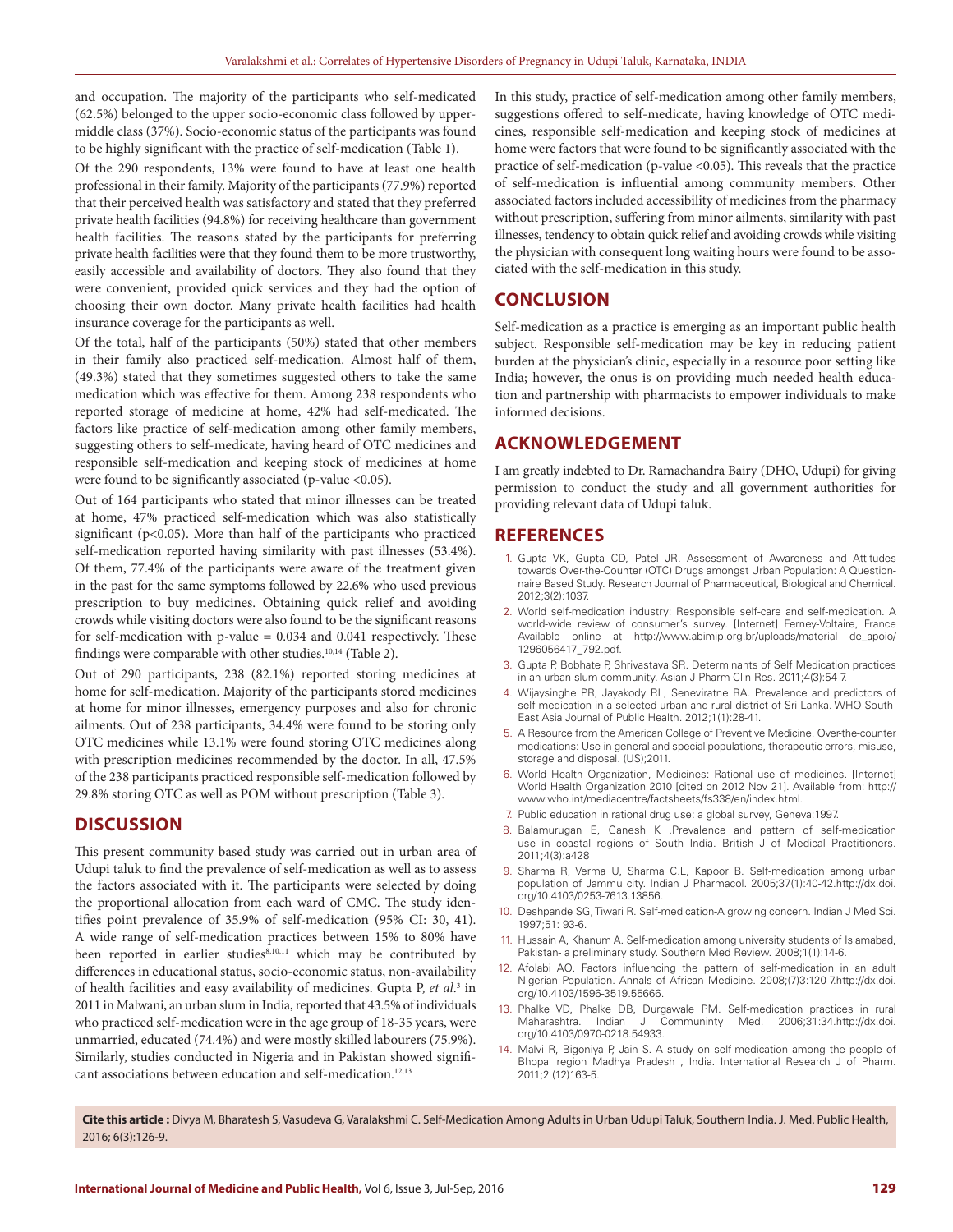and occupation. The majority of the participants who self-medicated (62.5%) belonged to the upper socio-economic class followed by upper-middle class (37%). Socio-economic status of the participants was found to be highly significant with the practice of self-medication (Table 1).

Of the 290 respondents, 13% were found to have at least one health professional in their family. Majority of the participants (77.9%) reported that their perceived health was satisfactory and stated that they preferred private health facilities (94.8%) for receiving healthcare than government health facilities. The reasons stated by the participants for preferring private health facilities were that they found them to be more trustworthy, easily accessible and availability of doctors. They also found that they were convenient, provided quick services and they had the option of choosing their own doctor. Many private health facilities had health insurance coverage for the participants as well.

Of the total, half of the participants (50%) stated that other members in their family also practiced self-medication. Almost half of them, (49.3%) stated that they sometimes suggested others to take the same medication which was effective for them. Among 238 respondents who reported storage of medicine at home, 42% had self-medicated. The factors like practice of self-medication among other family members, suggesting others to self-medicate, having heard of OTC medicines and responsible self-medication and keeping stock of medicines at home were found to be significantly associated (p-value <0.05).

Out of 164 participants who stated that minor illnesses can be treated at home, 47% practiced self-medication which was also statistically significant (p<0.05). More than half of the participants who practiced self-medication reported having similarity with past illnesses (53.4%). Of them, 77.4% of the participants were aware of the treatment given in the past for the same symptoms followed by 22.6% who used previous prescription to buy medicines. Obtaining quick relief and avoiding crowds while visiting doctors were also found to be the significant reasons for self-medication with p-value = 0.034 and 0.041 respectively. These findings were comparable with other studies.[10,14] (Table 2).

Out of 290 participants, 238 (82.1%) reported storing medicines at home for self-medication. Majority of the participants stored medicines at home for minor illnesses, emergency purposes and also for chronic ailments. Out of 238 participants, 34.4% were found to be storing only OTC medicines while 13.1% were found storing OTC medicines along with prescription medicines recommended by the doctor. In all, 47.5% of the 238 participants practiced responsible self-medication followed by 29.8% storing OTC as well as POM without prescription (Table 3).

## DISCUSSION

This present community based study was carried out in urban area of Udupi taluk to find the prevalence of self-medication as well as to assess the factors associated with it. The participants were selected by doing the proportional allocation from each ward of CMC. The study identifies point prevalence of 35.9% of self-medication (95% CI: 30, 41). A wide range of self-medication practices between 15% to 80% have been reported in earlier studies[8,10,11] which may be contributed by differences in educational status, socio-economic status, non-availability of health facilities and easy availability of medicines. Gupta P, *et al.*[3] in 2011 in Malwani, an urban slum in India, reported that 43.5% of individuals who practiced self-medication were in the age group of 18-35 years, were unmarried, educated (74.4%) and were mostly skilled labourers (75.9%). Similarly, studies conducted in Nigeria and in Pakistan showed significant associations between education and self-medication.[12,13]

In this study, practice of self-medication among other family members, suggestions offered to self-medicate, having knowledge of OTC medicines, responsible self-medication and keeping stock of medicines at home were factors that were found to be significantly associated with the practice of self-medication (p-value <0.05). This reveals that the practice of self-medication is influential among community members. Other associated factors included accessibility of medicines from the pharmacy without prescription, suffering from minor ailments, similarity with past illnesses, tendency to obtain quick relief and avoiding crowds while visiting the physician with consequent long waiting hours were found to be associated with the self-medication in this study.

## CONCLUSION

Self-medication as a practice is emerging as an important public health subject. Responsible self-medication may be key in reducing patient burden at the physician's clinic, especially in a resource poor setting like India; however, the onus is on providing much needed health education and partnership with pharmacists to empower individuals to make informed decisions.

## ACKNOWLEDGEMENT

I am greatly indebted to Dr. Ramachandra Bairy (DHO, Udupi) for giving permission to conduct the study and all government authorities for providing relevant data of Udupi taluk.

## REFERENCES

1. Gupta VK, Gupta CD, Patel JR. Assessment of Awareness and Attitudes towards Over-the-Counter (OTC) Drugs amongst Urban Population: A Questionnaire Based Study. Research Journal of Pharmaceutical, Biological and Chemical. 2012;3(2):1037.
2. World self-medication industry: Responsible self-care and self-medication. A world-wide review of consumer's survey. [Internet] Ferney-Voltaire, France Available online at http://www.abimip.org.br/uploads/material de_apoio/1296056417_792.pdf.
3. Gupta P, Bobhate P, Shrivastava SR. Determinants of Self Medication practices in an urban slum community. Asian J Pharm Clin Res. 2011;4(3):54-7.
4. Wijaysinghe PR, Jayakody RL, Seneviratne RA. Prevalence and predictors of self-medication in a selected urban and rural district of Sri Lanka. WHO South-East Asia Journal of Public Health. 2012;1(1):28-41.
5. A Resource from the American College of Preventive Medicine. Over-the-counter medications: Use in general and special populations, therapeutic errors, misuse, storage and disposal. (US);2011.
6. World Health Organization, Medicines: Rational use of medicines. [Internet] World Health Organization 2010 [cited on 2012 Nov 21]. Available from: http://www.who.int/mediacentre/factsheets/fs338/en/index.html.
7. Public education in rational drug use: a global survey, Geneva:1997.
8. Balamurugan E, Ganesh K .Prevalence and pattern of self-medication use in coastal regions of South India. British J of Medical Practitioners. 2011;4(3):a428
9. Sharma R, Verma U, Sharma C.L, Kapoor B. Self-medication among urban population of Jammu city. Indian J Pharmacol. 2005;37(1):40-42.http://dx.doi.org/10.4103/0253-7613.13856.
10. Deshpande SG, Tiwari R. Self-medication-A growing concern. Indian J Med Sci. 1997;51: 93-6.
11. Hussain A, Khanum A. Self-medication among university students of Islamabad, Pakistan- a preliminary study. Southern Med Review. 2008;1(1):14-6.
12. Afolabi AO. Factors influencing the pattern of self-medication in an adult Nigerian Population. Annals of African Medicine. 2008;(7)3:120-7.http://dx.doi.org/10.4103/1596-3519.55666.
13. Phalke VD, Phalke DB, Durgawale PM. Self-medication practices in rural Maharashtra. Indian J Communinty Med. 2006;31:34.http://dx.doi.org/10.4103/0970-0218.54933.
14. Malvi R, Bigoniya P, Jain S. A study on self-medication among the people of Bhopal region Madhya Pradesh , India. International Research J of Pharm. 2011;2 (12)163-5.

**Cite this article :** Divya M, Bharatesh S, Vasudeva G, Varalakshmi C. Self-Medication Among Adults in Urban Udupi Taluk, Southern India. J. Med. Public Health, 2016; 6(3):126-9.